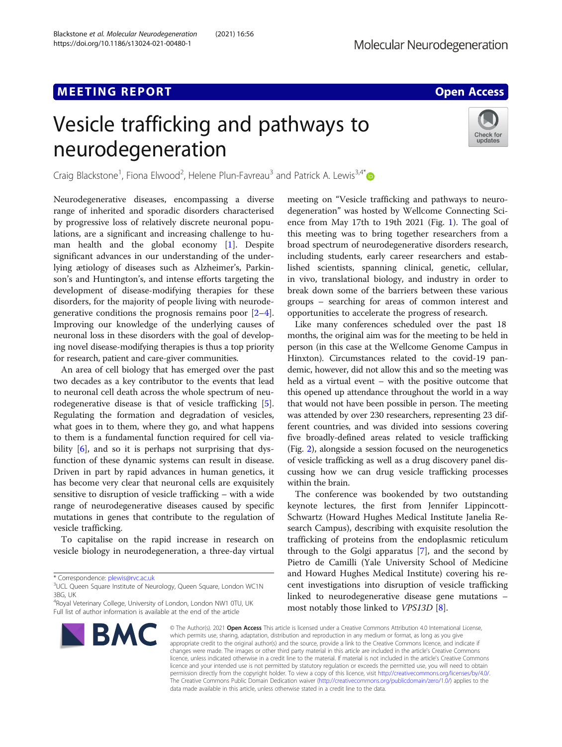MEETING REPORT

Open Access

# Vesicle trafficking and pathways to neurodegeneration

Craig Blackstone[1], Fiona Elwood[2], Helene Plun-Favreau[3] and Patrick A. Lewis[3,4*]

Neurodegenerative diseases, encompassing a diverse range of inherited and sporadic disorders characterised by progressive loss of relatively discrete neuronal populations, are a significant and increasing challenge to human health and the global economy [1]. Despite significant advances in our understanding of the underlying ætiology of diseases such as Alzheimer's, Parkinson's and Huntington's, and intense efforts targeting the development of disease-modifying therapies for these disorders, for the majority of people living with neurodegenerative conditions the prognosis remains poor [2–4]. Improving our knowledge of the underlying causes of neuronal loss in these disorders with the goal of developing novel disease-modifying therapies is thus a top priority for research, patient and care-giver communities.

An area of cell biology that has emerged over the past two decades as a key contributor to the events that lead to neuronal cell death across the whole spectrum of neurodegenerative disease is that of vesicle trafficking [5]. Regulating the formation and degradation of vesicles, what goes in to them, where they go, and what happens to them is a fundamental function required for cell viability [6], and so it is perhaps not surprising that dysfunction of these dynamic systems can result in disease. Driven in part by rapid advances in human genetics, it has become very clear that neuronal cells are exquisitely sensitive to disruption of vesicle trafficking – with a wide range of neurodegenerative diseases caused by specific mutations in genes that contribute to the regulation of vesicle trafficking.

To capitalise on the rapid increase in research on vesicle biology in neurodegeneration, a three-day virtual meeting on "Vesicle trafficking and pathways to neurodegeneration" was hosted by Wellcome Connecting Science from May 17th to 19th 2021 (Fig. 1). The goal of this meeting was to bring together researchers from a broad spectrum of neurodegenerative disorders research, including students, early career researchers and established scientists, spanning clinical, genetic, cellular, in vivo, translational biology, and industry in order to break down some of the barriers between these various groups – searching for areas of common interest and opportunities to accelerate the progress of research.

Like many conferences scheduled over the past 18 months, the original aim was for the meeting to be held in person (in this case at the Wellcome Genome Campus in Hinxton). Circumstances related to the covid-19 pandemic, however, did not allow this and so the meeting was held as a virtual event – with the positive outcome that this opened up attendance throughout the world in a way that would not have been possible in person. The meeting was attended by over 230 researchers, representing 23 different countries, and was divided into sessions covering five broadly-defined areas related to vesicle trafficking (Fig. 2), alongside a session focused on the neurogenetics of vesicle trafficking as well as a drug discovery panel discussing how we can drug vesicle trafficking processes within the brain.

The conference was bookended by two outstanding keynote lectures, the first from Jennifer Lippincott-Schwartz (Howard Hughes Medical Institute Janelia Research Campus), describing with exquisite resolution the trafficking of proteins from the endoplasmic reticulum through to the Golgi apparatus [7], and the second by Pietro de Camilli (Yale University School of Medicine and Howard Hughes Medical Institute) covering his recent investigations into disruption of vesicle trafficking linked to neurodegenerative disease gene mutations – most notably those linked to *VPS13D* [8].

* Correspondence: plewis@rvc.ac.uk
[3]UCL Queen Square Institute of Neurology, Queen Square, London WC1N 3BG, UK
[4]Royal Veterinary College, University of London, London NW1 0TU, UK
Full list of author information is available at the end of the article

© The Author(s). 2021 **Open Access** This article is licensed under a Creative Commons Attribution 4.0 International License, which permits use, sharing, adaptation, distribution and reproduction in any medium or format, as long as you give appropriate credit to the original author(s) and the source, provide a link to the Creative Commons licence, and indicate if changes were made. The images or other third party material in this article are included in the article's Creative Commons licence, unless indicated otherwise in a credit line to the material. If material is not included in the article's Creative Commons licence and your intended use is not permitted by statutory regulation or exceeds the permitted use, you will need to obtain permission directly from the copyright holder. To view a copy of this licence, visit http://creativecommons.org/licenses/by/4.0/. The Creative Commons Public Domain Dedication waiver (http://creativecommons.org/publicdomain/zero/1.0/) applies to the data made available in this article, unless otherwise stated in a credit line to the data.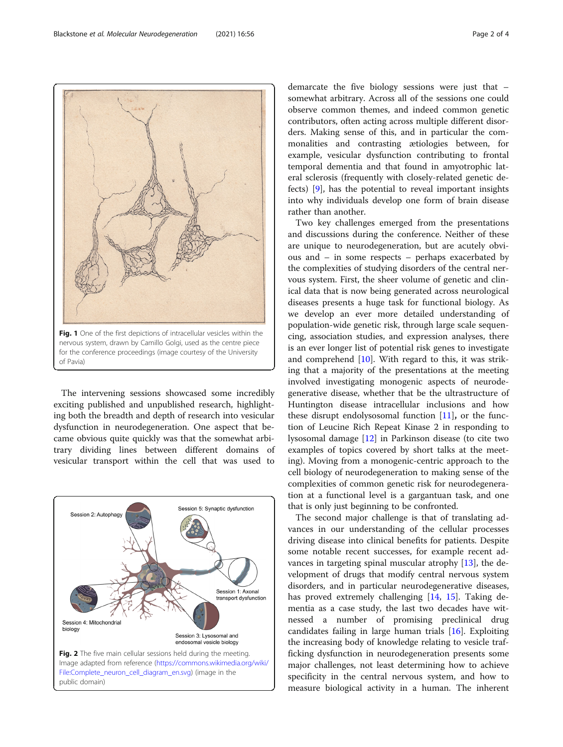Fig. 1 One of the first depictions of intracellular vesicles within the nervous system, drawn by Camillo Golgi, used as the centre piece for the conference proceedings (image courtesy of the University of Pavia)

The intervening sessions showcased some incredibly exciting published and unpublished research, highlighting both the breadth and depth of research into vesicular dysfunction in neurodegeneration. One aspect that became obvious quite quickly was that the somewhat arbitrary dividing lines between different domains of vesicular transport within the cell that was used to demarcate the five biology sessions were just that – somewhat arbitrary. Across all of the sessions one could observe common themes, and indeed common genetic contributors, often acting across multiple different disorders. Making sense of this, and in particular the commonalities and contrasting ætiologies between, for example, vesicular dysfunction contributing to frontal temporal dementia and that found in amyotrophic lateral sclerosis (frequently with closely-related genetic defects) [9], has the potential to reveal important insights into why individuals develop one form of brain disease rather than another.

Fig. 2 The five main cellular sessions held during the meeting. Image adapted from reference (https://commons.wikimedia.org/wiki/File:Complete_neuron_cell_diagram_en.svg) (image in the public domain)

Two key challenges emerged from the presentations and discussions during the conference. Neither of these are unique to neurodegeneration, but are acutely obvious and – in some respects – perhaps exacerbated by the complexities of studying disorders of the central nervous system. First, the sheer volume of genetic and clinical data that is now being generated across neurological diseases presents a huge task for functional biology. As we develop an ever more detailed understanding of population-wide genetic risk, through large scale sequencing, association studies, and expression analyses, there is an ever longer list of potential risk genes to investigate and comprehend [10]. With regard to this, it was striking that a majority of the presentations at the meeting involved investigating monogenic aspects of neurodegenerative disease, whether that be the ultrastructure of Huntington disease intracellular inclusions and how these disrupt endolysosomal function [11], or the function of Leucine Rich Repeat Kinase 2 in responding to lysosomal damage [12] in Parkinson disease (to cite two examples of topics covered by short talks at the meeting). Moving from a monogenic-centric approach to the cell biology of neurodegeneration to making sense of the complexities of common genetic risk for neurodegeneration at a functional level is a gargantuan task, and one that is only just beginning to be confronted.

The second major challenge is that of translating advances in our understanding of the cellular processes driving disease into clinical benefits for patients. Despite some notable recent successes, for example recent advances in targeting spinal muscular atrophy [13], the development of drugs that modify central nervous system disorders, and in particular neurodegenerative diseases, has proved extremely challenging [14, 15]. Taking dementia as a case study, the last two decades have witnessed a number of promising preclinical drug candidates failing in large human trials [16]. Exploiting the increasing body of knowledge relating to vesicle trafficking dysfunction in neurodegeneration presents some major challenges, not least determining how to achieve specificity in the central nervous system, and how to measure biological activity in a human. The inherent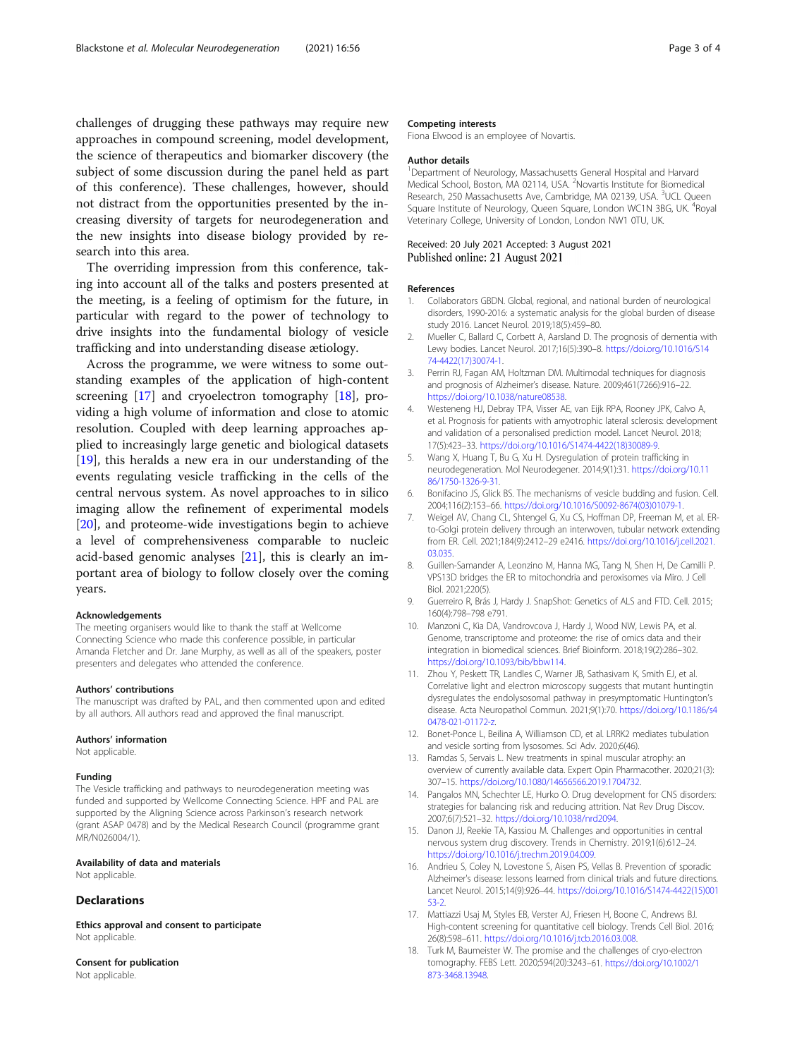challenges of drugging these pathways may require new approaches in compound screening, model development, the science of therapeutics and biomarker discovery (the subject of some discussion during the panel held as part of this conference). These challenges, however, should not distract from the opportunities presented by the increasing diversity of targets for neurodegeneration and the new insights into disease biology provided by research into this area.

The overriding impression from this conference, taking into account all of the talks and posters presented at the meeting, is a feeling of optimism for the future, in particular with regard to the power of technology to drive insights into the fundamental biology of vesicle trafficking and into understanding disease ætiology.

Across the programme, we were witness to some outstanding examples of the application of high-content screening [17] and cryoelectron tomography [18], providing a high volume of information and close to atomic resolution. Coupled with deep learning approaches applied to increasingly large genetic and biological datasets [19], this heralds a new era in our understanding of the events regulating vesicle trafficking in the cells of the central nervous system. As novel approaches to in silico imaging allow the refinement of experimental models [20], and proteome-wide investigations begin to achieve a level of comprehensiveness comparable to nucleic acid-based genomic analyses [21], this is clearly an important area of biology to follow closely over the coming years.

#### Acknowledgements

The meeting organisers would like to thank the staff at Wellcome Connecting Science who made this conference possible, in particular Amanda Fletcher and Dr. Jane Murphy, as well as all of the speakers, poster presenters and delegates who attended the conference.

#### Authors' contributions

The manuscript was drafted by PAL, and then commented upon and edited by all authors. All authors read and approved the final manuscript.

#### Authors' information

Not applicable.

#### Funding

The Vesicle trafficking and pathways to neurodegeneration meeting was funded and supported by Wellcome Connecting Science. HPF and PAL are supported by the Aligning Science across Parkinson's research network (grant ASAP 0478) and by the Medical Research Council (programme grant MR/N026004/1).

#### Availability of data and materials

Not applicable.

## Declarations

#### Ethics approval and consent to participate

Not applicable.

#### Consent for publication

Not applicable.

#### Competing interests

Fiona Elwood is an employee of Novartis.

#### Author details

[1]Department of Neurology, Massachusetts General Hospital and Harvard Medical School, Boston, MA 02114, USA. [2]Novartis Institute for Biomedical Research, 250 Massachusetts Ave, Cambridge, MA 02139, USA. [3]UCL Queen Square Institute of Neurology, Queen Square, London WC1N 3BG, UK. [4]Royal Veterinary College, University of London, London NW1 0TU, UK.

Received: 20 July 2021 Accepted: 3 August 2021
Published online: 21 August 2021

#### References

1. Collaborators GBDN. Global, regional, and national burden of neurological disorders, 1990-2016: a systematic analysis for the global burden of disease study 2016. Lancet Neurol. 2019;18(5):459–80.
2. Mueller C, Ballard C, Corbett A, Aarsland D. The prognosis of dementia with Lewy bodies. Lancet Neurol. 2017;16(5):390–8. https://doi.org/10.1016/S1474-4422(17)30074-1.
3. Perrin RJ, Fagan AM, Holtzman DM. Multimodal techniques for diagnosis and prognosis of Alzheimer's disease. Nature. 2009;461(7266):916–22. https://doi.org/10.1038/nature08538.
4. Westeneng HJ, Debray TPA, Visser AE, van Eijk RPA, Rooney JPK, Calvo A, et al. Prognosis for patients with amyotrophic lateral sclerosis: development and validation of a personalised prediction model. Lancet Neurol. 2018;17(5):423–33. https://doi.org/10.1016/S1474-4422(18)30089-9.
5. Wang X, Huang T, Bu G, Xu H. Dysregulation of protein trafficking in neurodegeneration. Mol Neurodegener. 2014;9(1):31. https://doi.org/10.1186/1750-1326-9-31.
6. Bonifacino JS, Glick BS. The mechanisms of vesicle budding and fusion. Cell. 2004;116(2):153–66. https://doi.org/10.1016/S0092-8674(03)01079-1.
7. Weigel AV, Chang CL, Shtengel G, Xu CS, Hoffman DP, Freeman M, et al. ER-to-Golgi protein delivery through an interwoven, tubular network extending from ER. Cell. 2021;184(9):2412–29 e2416. https://doi.org/10.1016/j.cell.2021.03.035.
8. Guillen-Samander A, Leonzino M, Hanna MG, Tang N, Shen H, De Camilli P. VPS13D bridges the ER to mitochondria and peroxisomes via Miro. J Cell Biol. 2021;220(5).
9. Guerreiro R, Brás J, Hardy J. SnapShot: Genetics of ALS and FTD. Cell. 2015;160(4):798–798 e791.
10. Manzoni C, Kia DA, Vandrovcova J, Hardy J, Wood NW, Lewis PA, et al. Genome, transcriptome and proteome: the rise of omics data and their integration in biomedical sciences. Brief Bioinform. 2018;19(2):286–302. https://doi.org/10.1093/bib/bbw114.
11. Zhou Y, Peskett TR, Landles C, Warner JB, Sathasivam K, Smith EJ, et al. Correlative light and electron microscopy suggests that mutant huntingtin dysregulates the endolysosomal pathway in presymptomatic Huntington's disease. Acta Neuropathol Commun. 2021;9(1):70. https://doi.org/10.1186/s40478-021-01172-z.
12. Bonet-Ponce L, Beilina A, Williamson CD, et al. LRRK2 mediates tubulation and vesicle sorting from lysosomes. Sci Adv. 2020;6(46).
13. Ramdas S, Servais L. New treatments in spinal muscular atrophy: an overview of currently available data. Expert Opin Pharmacother. 2020;21(3):307–15. https://doi.org/10.1080/14656566.2019.1704732.
14. Pangalos MN, Schechter LE, Hurko O. Drug development for CNS disorders: strategies for balancing risk and reducing attrition. Nat Rev Drug Discov. 2007;6(7):521–32. https://doi.org/10.1038/nrd2094.
15. Danon JJ, Reekie TA, Kassiou M. Challenges and opportunities in central nervous system drug discovery. Trends in Chemistry. 2019;1(6):612–24. https://doi.org/10.1016/j.trechm.2019.04.009.
16. Andrieu S, Coley N, Lovestone S, Aisen PS, Vellas B. Prevention of sporadic Alzheimer's disease: lessons learned from clinical trials and future directions. Lancet Neurol. 2015;14(9):926–44. https://doi.org/10.1016/S1474-4422(15)00153-2.
17. Mattiazzi Usaj M, Styles EB, Verster AJ, Friesen H, Boone C, Andrews BJ. High-content screening for quantitative cell biology. Trends Cell Biol. 2016;26(8):598–611. https://doi.org/10.1016/j.tcb.2016.03.008.
18. Turk M, Baumeister W. The promise and the challenges of cryo-electron tomography. FEBS Lett. 2020;594(20):3243–61. https://doi.org/10.1002/1873-3468.13948.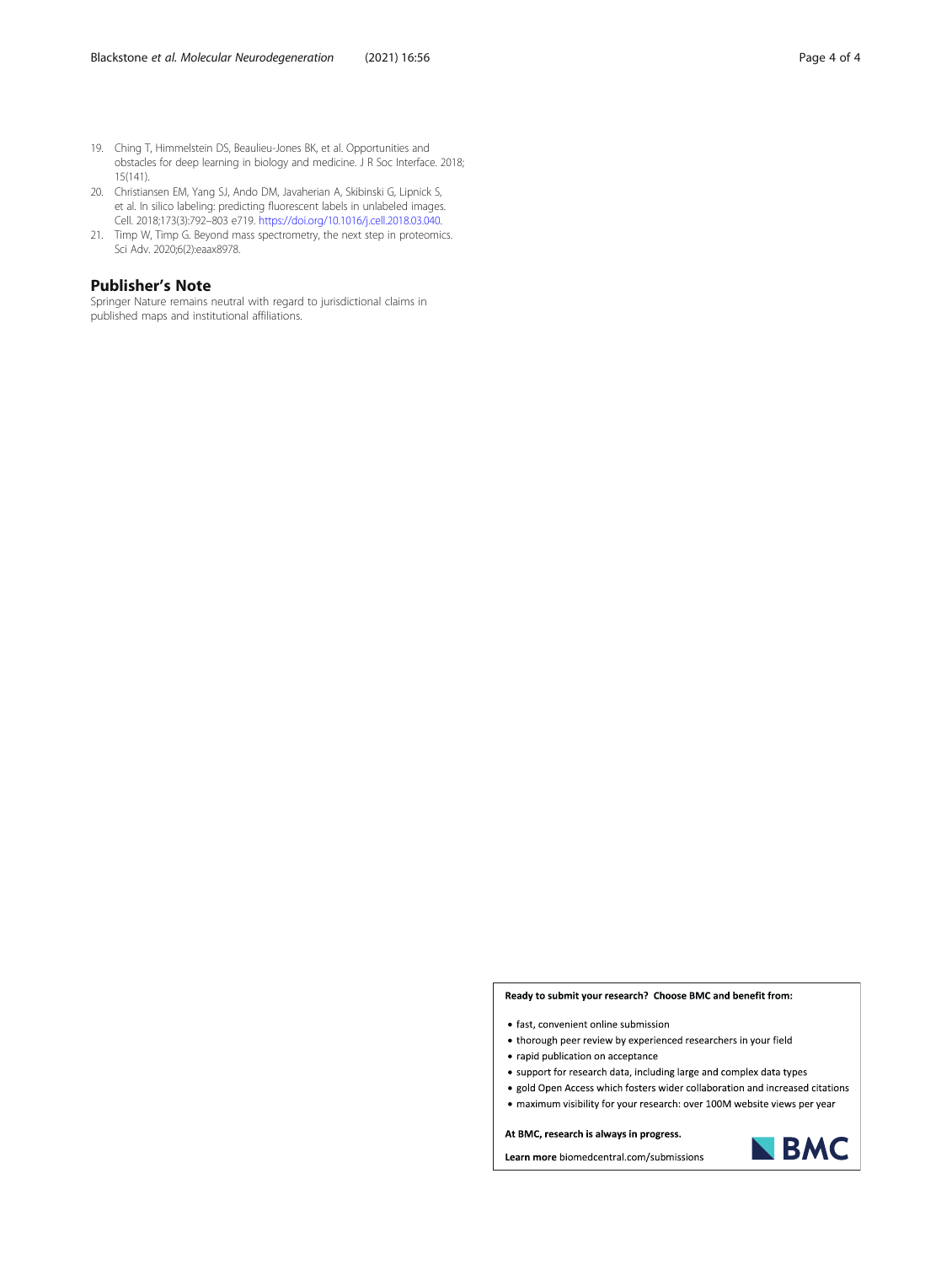19. Ching T, Himmelstein DS, Beaulieu-Jones BK, et al. Opportunities and obstacles for deep learning in biology and medicine. J R Soc Interface. 2018; 15(141).
20. Christiansen EM, Yang SJ, Ando DM, Javaherian A, Skibinski G, Lipnick S, et al. In silico labeling: predicting fluorescent labels in unlabeled images. Cell. 2018;173(3):792–803 e719. https://doi.org/10.1016/j.cell.2018.03.040.
21. Timp W, Timp G. Beyond mass spectrometry, the next step in proteomics. Sci Adv. 2020;6(2):eaax8978.

## Publisher's Note

Springer Nature remains neutral with regard to jurisdictional claims in published maps and institutional affiliations.

**Ready to submit your research? Choose BMC and benefit from:**

- fast, convenient online submission
- thorough peer review by experienced researchers in your field
- rapid publication on acceptance
- support for research data, including large and complex data types
- gold Open Access which fosters wider collaboration and increased citations
- maximum visibility for your research: over 100M website views per year

**At BMC, research is always in progress.**

**Learn more** biomedcentral.com/submissions

BMC